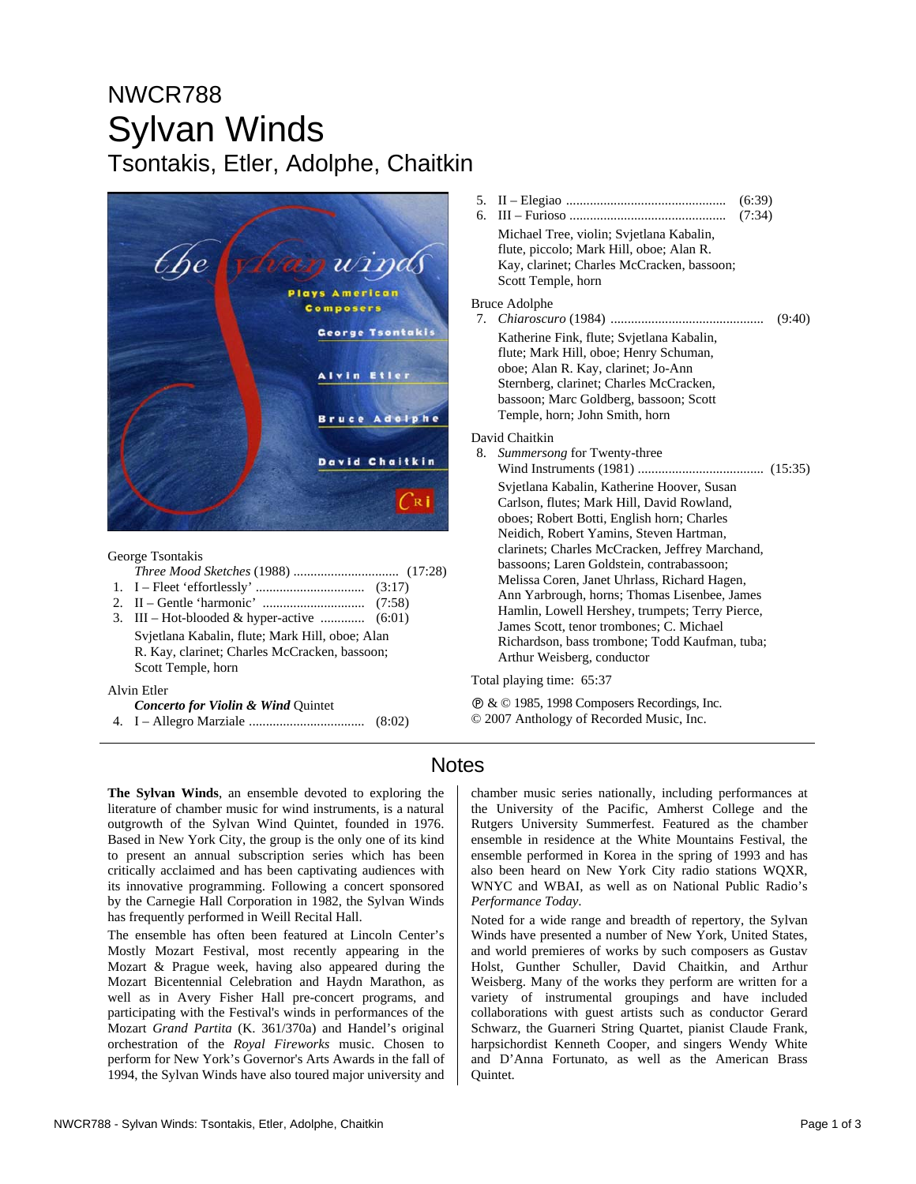# NWCR788
# Sylvan Winds
## Tsontakis, Etler, Adolphe, Chaitkin

George Tsontakis
*Three Mood Sketches* (1988) ............................... (17:28)
1. I – Fleet 'effortlessly' ............................... (3:17)
2. II – Gentle 'harmonic' .............................. (7:58)
3. III – Hot-blooded & hyper-active ............ (6:01)

Svjetlana Kabalin, flute; Mark Hill, oboe; Alan R. Kay, clarinet; Charles McCracken, bassoon; Scott Temple, horn

Alvin Etler
***Concerto for Violin & Wind*** **Quintet**
4. I – Allegro Marziale ................................. (8:02)
5. II – Elegiao .............................................. (6:39)
6. III – Furioso ............................................. (7:34)

Michael Tree, violin; Svjetlana Kabalin, flute, piccolo; Mark Hill, oboe; Alan R. Kay, clarinet; Charles McCracken, bassoon; Scott Temple, horn

Bruce Adolphe
7. *Chiaroscuro* (1984) ............................................ (9:40)

Katherine Fink, flute; Svjetlana Kabalin, flute; Mark Hill, oboe; Henry Schuman, oboe; Alan R. Kay, clarinet; Jo-Ann Sternberg, clarinet; Charles McCracken, bassoon; Marc Goldberg, bassoon; Scott Temple, horn; John Smith, horn

David Chaitkin
8. *Summersong* for Twenty-three Wind Instruments (1981) ..................................... (15:35)

Svjetlana Kabalin, Katherine Hoover, Susan Carlson, flutes; Mark Hill, David Rowland, oboes; Robert Botti, English horn; Charles Neidich, Robert Yamins, Steven Hartman, clarinets; Charles McCracken, Jeffrey Marchand, bassoons; Laren Goldstein, contrabassoon; Melissa Coren, Janet Uhrlass, Richard Hagen, Ann Yarbrough, horns; Thomas Lisenbee, James Hamlin, Lowell Hershey, trumpets; Terry Pierce, James Scott, tenor trombones; C. Michael Richardson, bass trombone; Todd Kaufman, tuba; Arthur Weisberg, conductor

Total playing time: 65:37

℗ & © 1985, 1998 Composers Recordings, Inc.
© 2007 Anthology of Recorded Music, Inc.

## Notes

**The Sylvan Winds**, an ensemble devoted to exploring the literature of chamber music for wind instruments, is a natural outgrowth of the Sylvan Wind Quintet, founded in 1976. Based in New York City, the group is the only one of its kind to present an annual subscription series which has been critically acclaimed and has been captivating audiences with its innovative programming. Following a concert sponsored by the Carnegie Hall Corporation in 1982, the Sylvan Winds has frequently performed in Weill Recital Hall.

The ensemble has often been featured at Lincoln Center's Mostly Mozart Festival, most recently appearing in the Mozart & Prague week, having also appeared during the Mozart Bicentennial Celebration and Haydn Marathon, as well as in Avery Fisher Hall pre-concert programs, and participating with the Festival's winds in performances of the Mozart *Grand Partita* (K. 361/370a) and Handel's original orchestration of the *Royal Fireworks* music. Chosen to perform for New York's Governor's Arts Awards in the fall of 1994, the Sylvan Winds have also toured major university and chamber music series nationally, including performances at the University of the Pacific, Amherst College and the Rutgers University Summerfest. Featured as the chamber ensemble in residence at the White Mountains Festival, the ensemble performed in Korea in the spring of 1993 and has also been heard on New York City radio stations WQXR, WNYC and WBAI, as well as on National Public Radio's *Performance Today*.

Noted for a wide range and breadth of repertory, the Sylvan Winds have presented a number of New York, United States, and world premieres of works by such composers as Gustav Holst, Gunther Schuller, David Chaitkin, and Arthur Weisberg. Many of the works they perform are written for a variety of instrumental groupings and have included collaborations with guest artists such as conductor Gerard Schwarz, the Guarneri String Quartet, pianist Claude Frank, harpsichordist Kenneth Cooper, and singers Wendy White and D'Anna Fortunato, as well as the American Brass Quintet.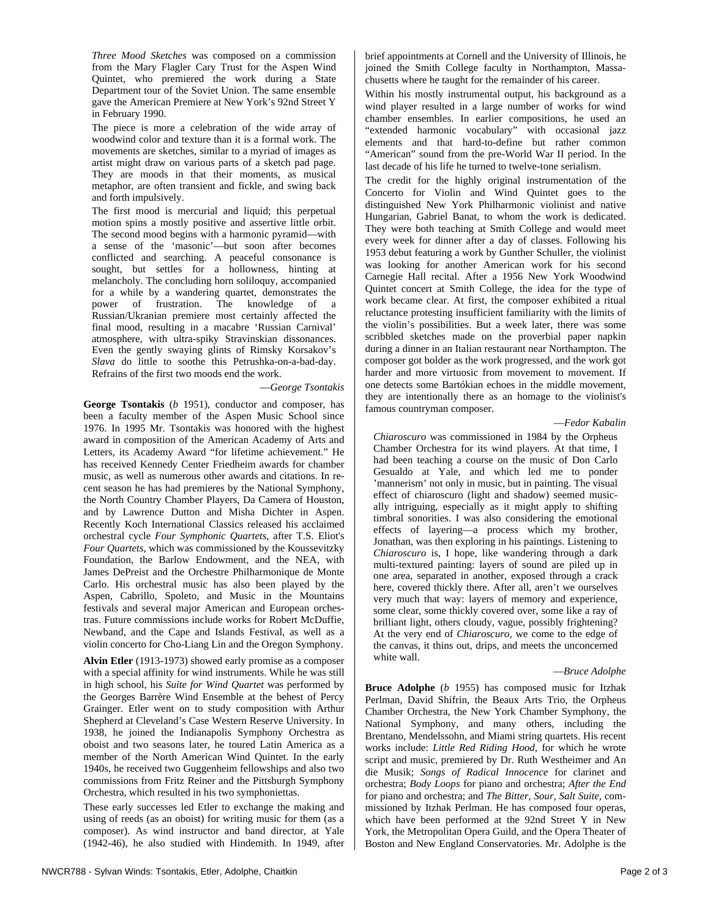*Three Mood Sketches* was composed on a commission from the Mary Flagler Cary Trust for the Aspen Wind Quintet, who premiered the work during a State Department tour of the Soviet Union. The same ensemble gave the American Premiere at New York's 92nd Street Y in February 1990.

The piece is more a celebration of the wide array of woodwind color and texture than it is a formal work. The movements are sketches, similar to a myriad of images as artist might draw on various parts of a sketch pad page. They are moods in that their moments, as musical metaphor, are often transient and fickle, and swing back and forth impulsively.

The first mood is mercurial and liquid; this perpetual motion spins a mostly positive and assertive little orbit. The second mood begins with a harmonic pyramid—with a sense of the 'masonic'—but soon after becomes conflicted and searching. A peaceful consonance is sought, but settles for a hollowness, hinting at melancholy. The concluding horn soliloquy, accompanied for a while by a wandering quartet, demonstrates the power of frustration. The knowledge of a Russian/Ukranian premiere most certainly affected the final mood, resulting in a macabre 'Russian Carnival' atmosphere, with ultra-spiky Stravinskian dissonances. Even the gently swaying glints of Rimsky Korsakov's *Slava* do little to soothe this Petrushka-on-a-bad-day. Refrains of the first two moods end the work.

—*George Tsontakis*

**George Tsontakis** (*b* 1951), conductor and composer, has been a faculty member of the Aspen Music School since 1976. In 1995 Mr. Tsontakis was honored with the highest award in composition of the American Academy of Arts and Letters, its Academy Award "for lifetime achievement." He has received Kennedy Center Friedheim awards for chamber music, as well as numerous other awards and citations. In recent season he has had premieres by the National Symphony, the North Country Chamber Players, Da Camera of Houston, and by Lawrence Dutton and Misha Dichter in Aspen. Recently Koch International Classics released his acclaimed orchestral cycle *Four Symphonic Quartets*, after T.S. Eliot's *Four Quartets*, which was commissioned by the Koussevitzky Foundation, the Barlow Endowment, and the NEA, with James DePreist and the Orchestre Philharmonique de Monte Carlo. His orchestral music has also been played by the Aspen, Cabrillo, Spoleto, and Music in the Mountains festivals and several major American and European orchestras. Future commissions include works for Robert McDuffie, Newband, and the Cape and Islands Festival, as well as a violin concerto for Cho-Liang Lin and the Oregon Symphony.

**Alvin Etler** (1913-1973) showed early promise as a composer with a special affinity for wind instruments. While he was still in high school, his *Suite for Wind Quartet* was performed by the Georges Barrère Wind Ensemble at the behest of Percy Grainger. Etler went on to study composition with Arthur Shepherd at Cleveland's Case Western Reserve University. In 1938, he joined the Indianapolis Symphony Orchestra as oboist and two seasons later, he toured Latin America as a member of the North American Wind Quintet. In the early 1940s, he received two Guggenheim fellowships and also two commissions from Fritz Reiner and the Pittsburgh Symphony Orchestra, which resulted in his two symphoniettas.

These early successes led Etler to exchange the making and using of reeds (as an oboist) for writing music for them (as a composer). As wind instructor and band director, at Yale (1942-46), he also studied with Hindemith. In 1949, after brief appointments at Cornell and the University of Illinois, he joined the Smith College faculty in Northampton, Massachusetts where he taught for the remainder of his career.

Within his mostly instrumental output, his background as a wind player resulted in a large number of works for wind chamber ensembles. In earlier compositions, he used an "extended harmonic vocabulary" with occasional jazz elements and that hard-to-define but rather common "American" sound from the pre-World War II period. In the last decade of his life he turned to twelve-tone serialism.

The credit for the highly original instrumentation of the Concerto for Violin and Wind Quintet goes to the distinguished New York Philharmonic violinist and native Hungarian, Gabriel Banat, to whom the work is dedicated. They were both teaching at Smith College and would meet every week for dinner after a day of classes. Following his 1953 debut featuring a work by Gunther Schuller, the violinist was looking for another American work for his second Carnegie Hall recital. After a 1956 New York Woodwind Quintet concert at Smith College, the idea for the type of work became clear. At first, the composer exhibited a ritual reluctance protesting insufficient familiarity with the limits of the violin's possibilities. But a week later, there was some scribbled sketches made on the proverbial paper napkin during a dinner in an Italian restaurant near Northampton. The composer got bolder as the work progressed, and the work got harder and more virtuosic from movement to movement. If one detects some Bartókian echoes in the middle movement, they are intentionally there as an homage to the violinist's famous countryman composer.

—*Fedor Kabalin*

*Chiaroscuro* was commissioned in 1984 by the Orpheus Chamber Orchestra for its wind players. At that time, I had been teaching a course on the music of Don Carlo Gesualdo at Yale, and which led me to ponder 'mannerism' not only in music, but in painting. The visual effect of chiaroscuro (light and shadow) seemed musically intriguing, especially as it might apply to shifting timbral sonorities. I was also considering the emotional effects of layering—a process which my brother, Jonathan, was then exploring in his paintings. Listening to *Chiaroscuro* is, I hope, like wandering through a dark multi-textured painting: layers of sound are piled up in one area, separated in another, exposed through a crack here, covered thickly there. After all, aren't we ourselves very much that way: layers of memory and experience, some clear, some thickly covered over, some like a ray of brilliant light, others cloudy, vague, possibly frightening? At the very end of *Chiaroscuro*, we come to the edge of the canvas, it thins out, drips, and meets the unconcerned white wall.

—*Bruce Adolphe*

**Bruce Adolphe** (*b* 1955) has composed music for Itzhak Perlman, David Shifrin, the Beaux Arts Trio, the Orpheus Chamber Orchestra, the New York Chamber Symphony, the National Symphony, and many others, including the Brentano, Mendelssohn, and Miami string quartets. His recent works include: *Little Red Riding Hood*, for which he wrote script and music, premiered by Dr. Ruth Westheimer and An die Musik; *Songs of Radical Innocence* for clarinet and orchestra; *Body Loops* for piano and orchestra; *After the End* for piano and orchestra; and *The Bitter, Sour, Salt Suite*, commissioned by Itzhak Perlman. He has composed four operas, which have been performed at the 92nd Street Y in New York, the Metropolitan Opera Guild, and the Opera Theater of Boston and New England Conservatories. Mr. Adolphe is the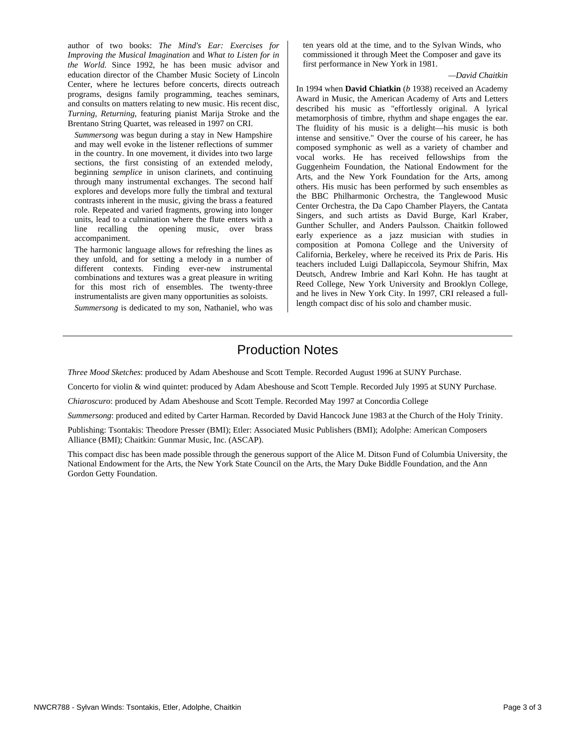author of two books: *The Mind's Ear: Exercises for Improving the Musical Imagination* and *What to Listen for in the World.* Since 1992, he has been music advisor and education director of the Chamber Music Society of Lincoln Center, where he lectures before concerts, directs outreach programs, designs family programming, teaches seminars, and consults on matters relating to new music. His recent disc, *Turning, Returning*, featuring pianist Marija Stroke and the Brentano String Quartet, was released in 1997 on CRI.

> *Summersong* was begun during a stay in New Hampshire and may well evoke in the listener reflections of summer in the country. In one movement, it divides into two large sections, the first consisting of an extended melody, beginning *semplice* in unison clarinets, and continuing through many instrumental exchanges. The second half explores and develops more fully the timbral and textural contrasts inherent in the music, giving the brass a featured role. Repeated and varied fragments, growing into longer units, lead to a culmination where the flute enters with a line recalling the opening music, over brass accompaniment.
>
> The harmonic language allows for refreshing the lines as they unfold, and for setting a melody in a number of different contexts. Finding ever-new instrumental combinations and textures was a great pleasure in writing for this most rich of ensembles. The twenty-three instrumentalists are given many opportunities as soloists.
>
> *Summersong* is dedicated to my son, Nathaniel, who was ten years old at the time, and to the Sylvan Winds, who commissioned it through Meet the Composer and gave its first performance in New York in 1981.
>
> —*David Chaitkin*

In 1994 when **David Chiatkin** (*b* 1938) received an Academy Award in Music, the American Academy of Arts and Letters described his music as "effortlessly original. A lyrical metamorphosis of timbre, rhythm and shape engages the ear. The fluidity of his music is a delight—his music is both intense and sensitive." Over the course of his career, he has composed symphonic as well as a variety of chamber and vocal works. He has received fellowships from the Guggenheim Foundation, the National Endowment for the Arts, and the New York Foundation for the Arts, among others. His music has been performed by such ensembles as the BBC Philharmonic Orchestra, the Tanglewood Music Center Orchestra, the Da Capo Chamber Players, the Cantata Singers, and such artists as David Burge, Karl Kraber, Gunther Schuller, and Anders Paulsson. Chaitkin followed early experience as a jazz musician with studies in composition at Pomona College and the University of California, Berkeley, where he received its Prix de Paris. His teachers included Luigi Dallapiccola, Seymour Shifrin, Max Deutsch, Andrew Imbrie and Karl Kohn. He has taught at Reed College, New York University and Brooklyn College, and he lives in New York City. In 1997, CRI released a full-length compact disc of his solo and chamber music.

## Production Notes

*Three Mood Sketches*: produced by Adam Abeshouse and Scott Temple. Recorded August 1996 at SUNY Purchase.

Concerto for violin & wind quintet: produced by Adam Abeshouse and Scott Temple. Recorded July 1995 at SUNY Purchase.

*Chiaroscuro*: produced by Adam Abeshouse and Scott Temple. Recorded May 1997 at Concordia College

*Summersong*: produced and edited by Carter Harman. Recorded by David Hancock June 1983 at the Church of the Holy Trinity.

Publishing: Tsontakis: Theodore Presser (BMI); Etler: Associated Music Publishers (BMI); Adolphe: American Composers Alliance (BMI); Chaitkin: Gunmar Music, Inc. (ASCAP).

This compact disc has been made possible through the generous support of the Alice M. Ditson Fund of Columbia University, the National Endowment for the Arts, the New York State Council on the Arts, the Mary Duke Biddle Foundation, and the Ann Gordon Getty Foundation.